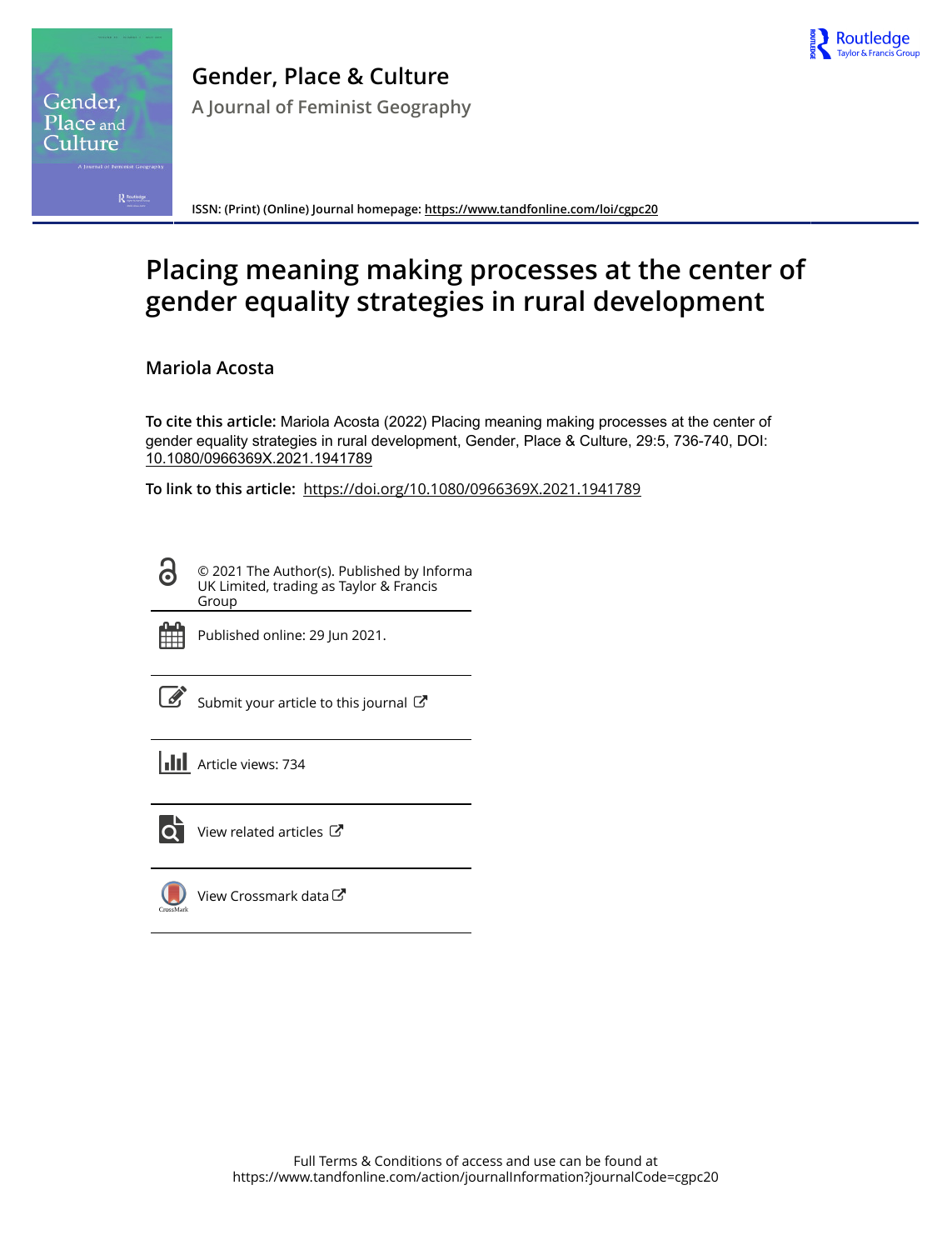# Gender, Place & Culture

A Journal of Feminist Geography

ISSN: (Print) (Online) Journal homepage: https://www.tandfonline.com/loi/cgpc20

# Placing meaning making processes at the center of gender equality strategies in rural development

**Mariola Acosta**

**To cite this article:** Mariola Acosta (2022) Placing meaning making processes at the center of gender equality strategies in rural development, Gender, Place & Culture, 29:5, 736-740, DOI: 10.1080/0966369X.2021.1941789

**To link to this article:** https://doi.org/10.1080/0966369X.2021.1941789

© 2021 The Author(s). Published by Informa UK Limited, trading as Taylor & Francis Group

Published online: 29 Jun 2021.

Submit your article to this journal

Article views: 734

View related articles

View Crossmark data

Full Terms & Conditions of access and use can be found at
https://www.tandfonline.com/action/journalInformation?journalCode=cgpc20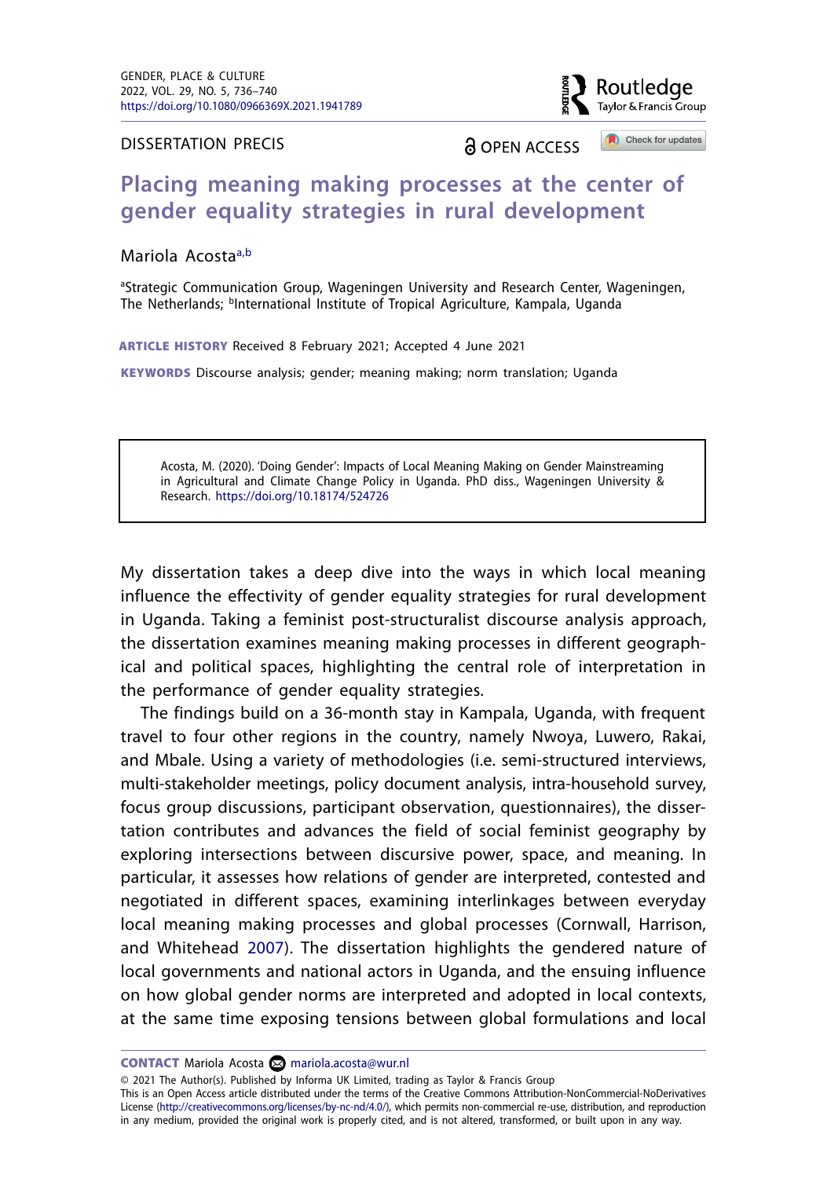DISSERTATION PRECIS

OPEN ACCESS

# Placing meaning making processes at the center of gender equality strategies in rural development

Mariola Acosta[a,b]

[a]Strategic Communication Group, Wageningen University and Research Center, Wageningen, The Netherlands; [b]International Institute of Tropical Agriculture, Kampala, Uganda

**ARTICLE HISTORY** Received 8 February 2021; Accepted 4 June 2021

**KEYWORDS** Discourse analysis; gender; meaning making; norm translation; Uganda

> Acosta, M. (2020). 'Doing Gender': Impacts of Local Meaning Making on Gender Mainstreaming in Agricultural and Climate Change Policy in Uganda. PhD diss., Wageningen University & Research. https://doi.org/10.18174/524726

My dissertation takes a deep dive into the ways in which local meaning influence the effectivity of gender equality strategies for rural development in Uganda. Taking a feminist post-structuralist discourse analysis approach, the dissertation examines meaning making processes in different geographical and political spaces, highlighting the central role of interpretation in the performance of gender equality strategies.

The findings build on a 36-month stay in Kampala, Uganda, with frequent travel to four other regions in the country, namely Nwoya, Luwero, Rakai, and Mbale. Using a variety of methodologies (i.e. semi-structured interviews, multi-stakeholder meetings, policy document analysis, intra-household survey, focus group discussions, participant observation, questionnaires), the dissertation contributes and advances the field of social feminist geography by exploring intersections between discursive power, space, and meaning. In particular, it assesses how relations of gender are interpreted, contested and negotiated in different spaces, examining interlinkages between everyday local meaning making processes and global processes (Cornwall, Harrison, and Whitehead 2007). The dissertation highlights the gendered nature of local governments and national actors in Uganda, and the ensuing influence on how global gender norms are interpreted and adopted in local contexts, at the same time exposing tensions between global formulations and local

**CONTACT** Mariola Acosta mariola.acosta@wur.nl

© 2021 The Author(s). Published by Informa UK Limited, trading as Taylor & Francis Group
This is an Open Access article distributed under the terms of the Creative Commons Attribution-NonCommercial-NoDerivatives License (http://creativecommons.org/licenses/by-nc-nd/4.0/), which permits non-commercial re-use, distribution, and reproduction in any medium, provided the original work is properly cited, and is not altered, transformed, or built upon in any way.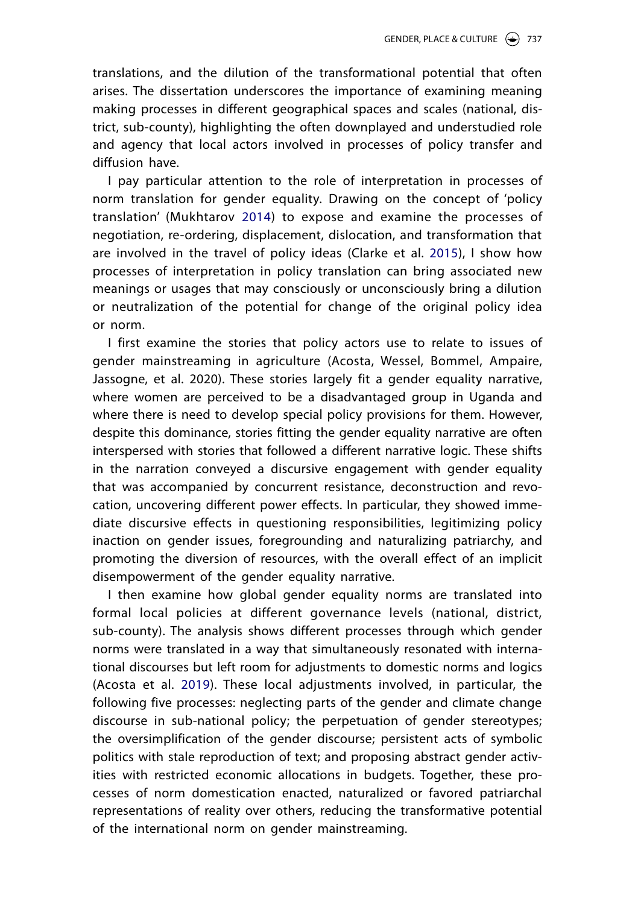translations, and the dilution of the transformational potential that often arises. The dissertation underscores the importance of examining meaning making processes in different geographical spaces and scales (national, district, sub-county), highlighting the often downplayed and understudied role and agency that local actors involved in processes of policy transfer and diffusion have.

I pay particular attention to the role of interpretation in processes of norm translation for gender equality. Drawing on the concept of 'policy translation' (Mukhtarov 2014) to expose and examine the processes of negotiation, re-ordering, displacement, dislocation, and transformation that are involved in the travel of policy ideas (Clarke et al. 2015), I show how processes of interpretation in policy translation can bring associated new meanings or usages that may consciously or unconsciously bring a dilution or neutralization of the potential for change of the original policy idea or norm.

I first examine the stories that policy actors use to relate to issues of gender mainstreaming in agriculture (Acosta, Wessel, Bommel, Ampaire, Jassogne, et al. 2020). These stories largely fit a gender equality narrative, where women are perceived to be a disadvantaged group in Uganda and where there is need to develop special policy provisions for them. However, despite this dominance, stories fitting the gender equality narrative are often interspersed with stories that followed a different narrative logic. These shifts in the narration conveyed a discursive engagement with gender equality that was accompanied by concurrent resistance, deconstruction and revocation, uncovering different power effects. In particular, they showed immediate discursive effects in questioning responsibilities, legitimizing policy inaction on gender issues, foregrounding and naturalizing patriarchy, and promoting the diversion of resources, with the overall effect of an implicit disempowerment of the gender equality narrative.

I then examine how global gender equality norms are translated into formal local policies at different governance levels (national, district, sub-county). The analysis shows different processes through which gender norms were translated in a way that simultaneously resonated with international discourses but left room for adjustments to domestic norms and logics (Acosta et al. 2019). These local adjustments involved, in particular, the following five processes: neglecting parts of the gender and climate change discourse in sub-national policy; the perpetuation of gender stereotypes; the oversimplification of the gender discourse; persistent acts of symbolic politics with stale reproduction of text; and proposing abstract gender activities with restricted economic allocations in budgets. Together, these processes of norm domestication enacted, naturalized or favored patriarchal representations of reality over others, reducing the transformative potential of the international norm on gender mainstreaming.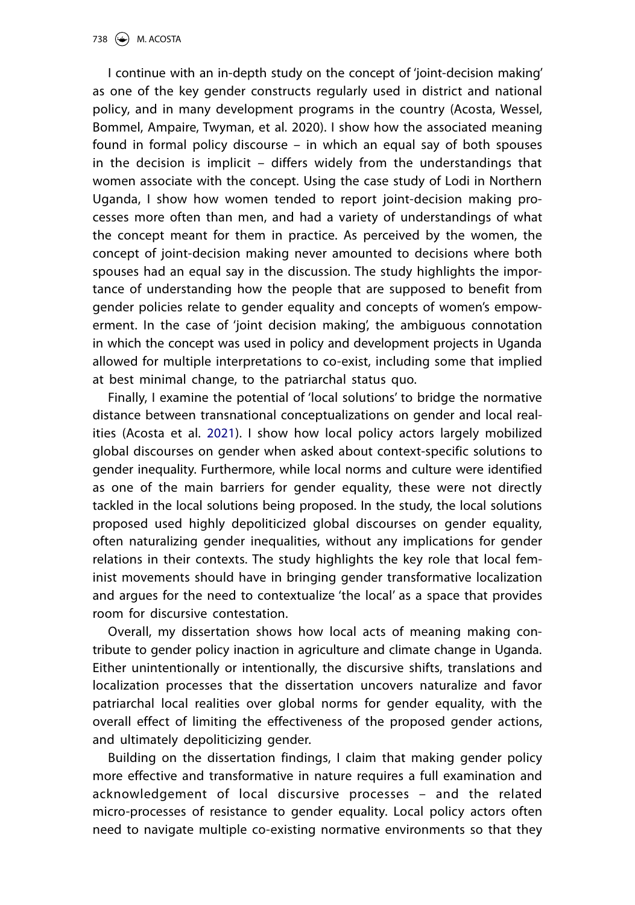I continue with an in-depth study on the concept of 'joint-decision making' as one of the key gender constructs regularly used in district and national policy, and in many development programs in the country (Acosta, Wessel, Bommel, Ampaire, Twyman, et al. 2020). I show how the associated meaning found in formal policy discourse – in which an equal say of both spouses in the decision is implicit – differs widely from the understandings that women associate with the concept. Using the case study of Lodi in Northern Uganda, I show how women tended to report joint-decision making processes more often than men, and had a variety of understandings of what the concept meant for them in practice. As perceived by the women, the concept of joint-decision making never amounted to decisions where both spouses had an equal say in the discussion. The study highlights the importance of understanding how the people that are supposed to benefit from gender policies relate to gender equality and concepts of women's empowerment. In the case of 'joint decision making', the ambiguous connotation in which the concept was used in policy and development projects in Uganda allowed for multiple interpretations to co-exist, including some that implied at best minimal change, to the patriarchal status quo.

Finally, I examine the potential of 'local solutions' to bridge the normative distance between transnational conceptualizations on gender and local realities (Acosta et al. 2021). I show how local policy actors largely mobilized global discourses on gender when asked about context-specific solutions to gender inequality. Furthermore, while local norms and culture were identified as one of the main barriers for gender equality, these were not directly tackled in the local solutions being proposed. In the study, the local solutions proposed used highly depoliticized global discourses on gender equality, often naturalizing gender inequalities, without any implications for gender relations in their contexts. The study highlights the key role that local feminist movements should have in bringing gender transformative localization and argues for the need to contextualize 'the local' as a space that provides room for discursive contestation.

Overall, my dissertation shows how local acts of meaning making contribute to gender policy inaction in agriculture and climate change in Uganda. Either unintentionally or intentionally, the discursive shifts, translations and localization processes that the dissertation uncovers naturalize and favor patriarchal local realities over global norms for gender equality, with the overall effect of limiting the effectiveness of the proposed gender actions, and ultimately depoliticizing gender.

Building on the dissertation findings, I claim that making gender policy more effective and transformative in nature requires a full examination and acknowledgement of local discursive processes – and the related micro-processes of resistance to gender equality. Local policy actors often need to navigate multiple co-existing normative environments so that they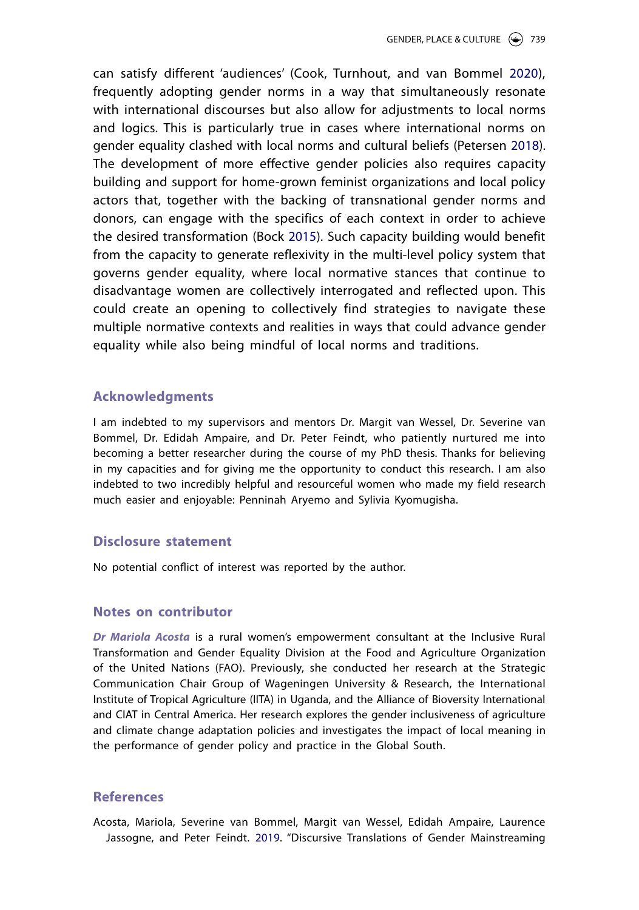can satisfy different 'audiences' (Cook, Turnhout, and van Bommel 2020), frequently adopting gender norms in a way that simultaneously resonate with international discourses but also allow for adjustments to local norms and logics. This is particularly true in cases where international norms on gender equality clashed with local norms and cultural beliefs (Petersen 2018). The development of more effective gender policies also requires capacity building and support for home-grown feminist organizations and local policy actors that, together with the backing of transnational gender norms and donors, can engage with the specifics of each context in order to achieve the desired transformation (Bock 2015). Such capacity building would benefit from the capacity to generate reflexivity in the multi-level policy system that governs gender equality, where local normative stances that continue to disadvantage women are collectively interrogated and reflected upon. This could create an opening to collectively find strategies to navigate these multiple normative contexts and realities in ways that could advance gender equality while also being mindful of local norms and traditions.

## Acknowledgments

I am indebted to my supervisors and mentors Dr. Margit van Wessel, Dr. Severine van Bommel, Dr. Edidah Ampaire, and Dr. Peter Feindt, who patiently nurtured me into becoming a better researcher during the course of my PhD thesis. Thanks for believing in my capacities and for giving me the opportunity to conduct this research. I am also indebted to two incredibly helpful and resourceful women who made my field research much easier and enjoyable: Penninah Aryemo and Sylivia Kyomugisha.

## Disclosure statement

No potential conflict of interest was reported by the author.

## Notes on contributor

***Dr Mariola Acosta*** is a rural women's empowerment consultant at the Inclusive Rural Transformation and Gender Equality Division at the Food and Agriculture Organization of the United Nations (FAO). Previously, she conducted her research at the Strategic Communication Chair Group of Wageningen University & Research, the International Institute of Tropical Agriculture (IITA) in Uganda, and the Alliance of Bioversity International and CIAT in Central America. Her research explores the gender inclusiveness of agriculture and climate change adaptation policies and investigates the impact of local meaning in the performance of gender policy and practice in the Global South.

## References

Acosta, Mariola, Severine van Bommel, Margit van Wessel, Edidah Ampaire, Laurence Jassogne, and Peter Feindt. 2019. "Discursive Translations of Gender Mainstreaming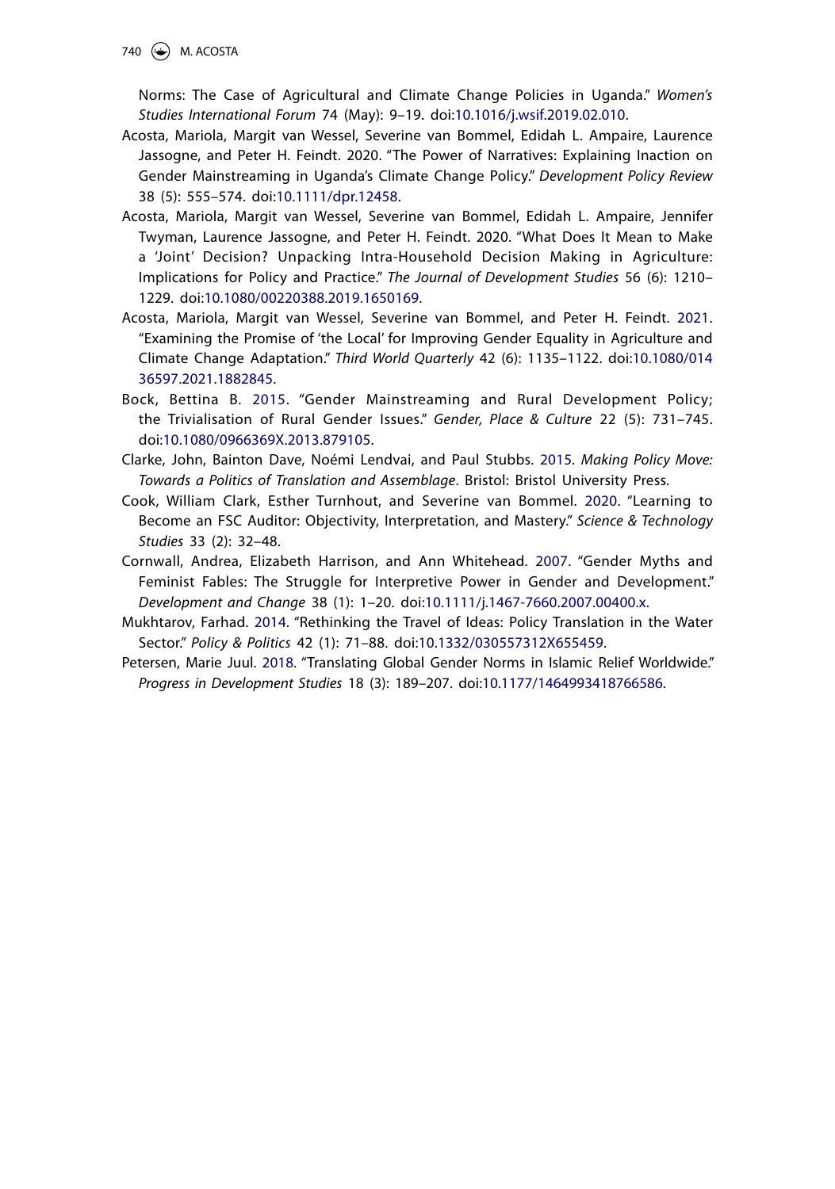Norms: The Case of Agricultural and Climate Change Policies in Uganda." *Women's Studies International Forum* 74 (May): 9–19. doi:10.1016/j.wsif.2019.02.010.

Acosta, Mariola, Margit van Wessel, Severine van Bommel, Edidah L. Ampaire, Laurence Jassogne, and Peter H. Feindt. 2020. "The Power of Narratives: Explaining Inaction on Gender Mainstreaming in Uganda's Climate Change Policy." *Development Policy Review* 38 (5): 555–574. doi:10.1111/dpr.12458.

Acosta, Mariola, Margit van Wessel, Severine van Bommel, Edidah L. Ampaire, Jennifer Twyman, Laurence Jassogne, and Peter H. Feindt. 2020. "What Does It Mean to Make a 'Joint' Decision? Unpacking Intra-Household Decision Making in Agriculture: Implications for Policy and Practice." *The Journal of Development Studies* 56 (6): 1210–1229. doi:10.1080/00220388.2019.1650169.

Acosta, Mariola, Margit van Wessel, Severine van Bommel, and Peter H. Feindt. 2021. "Examining the Promise of 'the Local' for Improving Gender Equality in Agriculture and Climate Change Adaptation." *Third World Quarterly* 42 (6): 1135–1122. doi:10.1080/01436597.2021.1882845.

Bock, Bettina B. 2015. "Gender Mainstreaming and Rural Development Policy; the Trivialisation of Rural Gender Issues." *Gender, Place & Culture* 22 (5): 731–745. doi:10.1080/0966369X.2013.879105.

Clarke, John, Bainton Dave, Noémi Lendvai, and Paul Stubbs. 2015. *Making Policy Move: Towards a Politics of Translation and Assemblage*. Bristol: Bristol University Press.

Cook, William Clark, Esther Turnhout, and Severine van Bommel. 2020. "Learning to Become an FSC Auditor: Objectivity, Interpretation, and Mastery." *Science & Technology Studies* 33 (2): 32–48.

Cornwall, Andrea, Elizabeth Harrison, and Ann Whitehead. 2007. "Gender Myths and Feminist Fables: The Struggle for Interpretive Power in Gender and Development." *Development and Change* 38 (1): 1–20. doi:10.1111/j.1467-7660.2007.00400.x.

Mukhtarov, Farhad. 2014. "Rethinking the Travel of Ideas: Policy Translation in the Water Sector." *Policy & Politics* 42 (1): 71–88. doi:10.1332/030557312X655459.

Petersen, Marie Juul. 2018. "Translating Global Gender Norms in Islamic Relief Worldwide." *Progress in Development Studies* 18 (3): 189–207. doi:10.1177/1464993418766586.